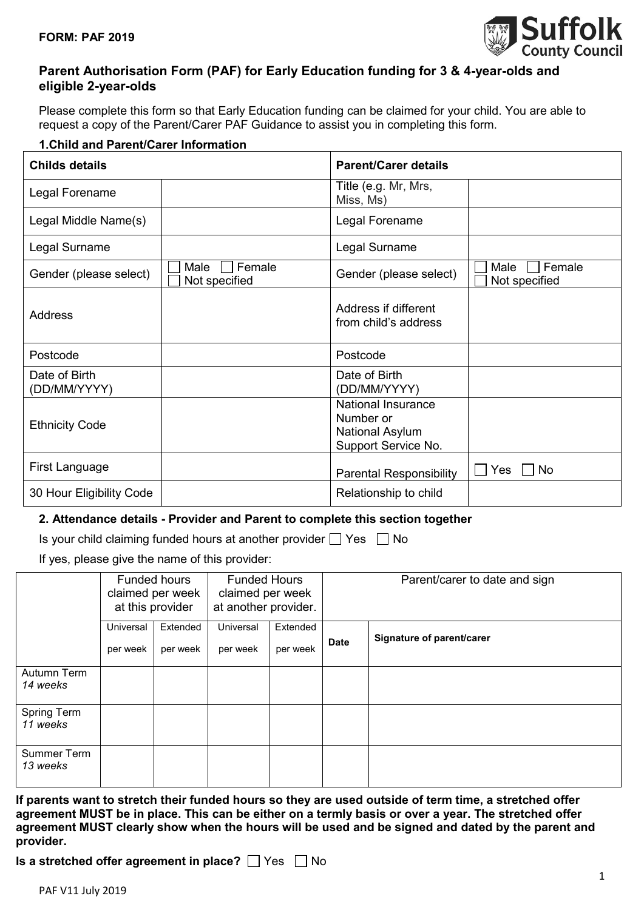**FORM: PAF 2019**

Suffolk County Council

## Parent Authorisation Form (PAF) for Early Education funding for 3 & 4-year-olds and eligible 2-year-olds

Please complete this form so that Early Education funding can be claimed for your child. You are able to request a copy of the Parent/Carer PAF Guidance to assist you in completing this form.

### 1.Child and Parent/Carer Information

| Childs details | | Parent/Carer details | |
|---|---|---|---|
| Legal Forename | | Title (e.g. Mr, Mrs, Miss, Ms) | |
| Legal Middle Name(s) | | Legal Forename | |
| Legal Surname | | Legal Surname | |
| Gender (please select) | ☐ Male ☐ Female ☐ Not specified | Gender (please select) | ☐ Male ☐ Female ☐ Not specified |
| Address | | Address if different from child's address | |
| Postcode | | Postcode | |
| Date of Birth (DD/MM/YYYY) | | Date of Birth (DD/MM/YYYY) | |
| Ethnicity Code | | National Insurance Number or National Asylum Support Service No. | |
| First Language | | Parental Responsibility | ☐ Yes ☐ No |
| 30 Hour Eligibility Code | | Relationship to child | |

### 2. Attendance details - Provider and Parent to complete this section together

Is your child claiming funded hours at another provider ☐ Yes ☐ No

If yes, please give the name of this provider:

| | Funded hours claimed per week at this provider | | Funded Hours claimed per week at another provider. | | Parent/carer to date and sign | |
|---|---|---|---|---|---|---|
| | Universal per week | Extended per week | Universal per week | Extended per week | Date | Signature of parent/carer |
| Autumn Term *14 weeks* | | | | | | |
| Spring Term *11 weeks* | | | | | | |
| Summer Term *13 weeks* | | | | | | |

**If parents want to stretch their funded hours so they are used outside of term time, a stretched offer agreement MUST be in place. This can be either on a termly basis or over a year. The stretched offer agreement MUST clearly show when the hours will be used and be signed and dated by the parent and provider.**

**Is a stretched offer agreement in place?** ☐ Yes ☐ No

PAF V11 July 2019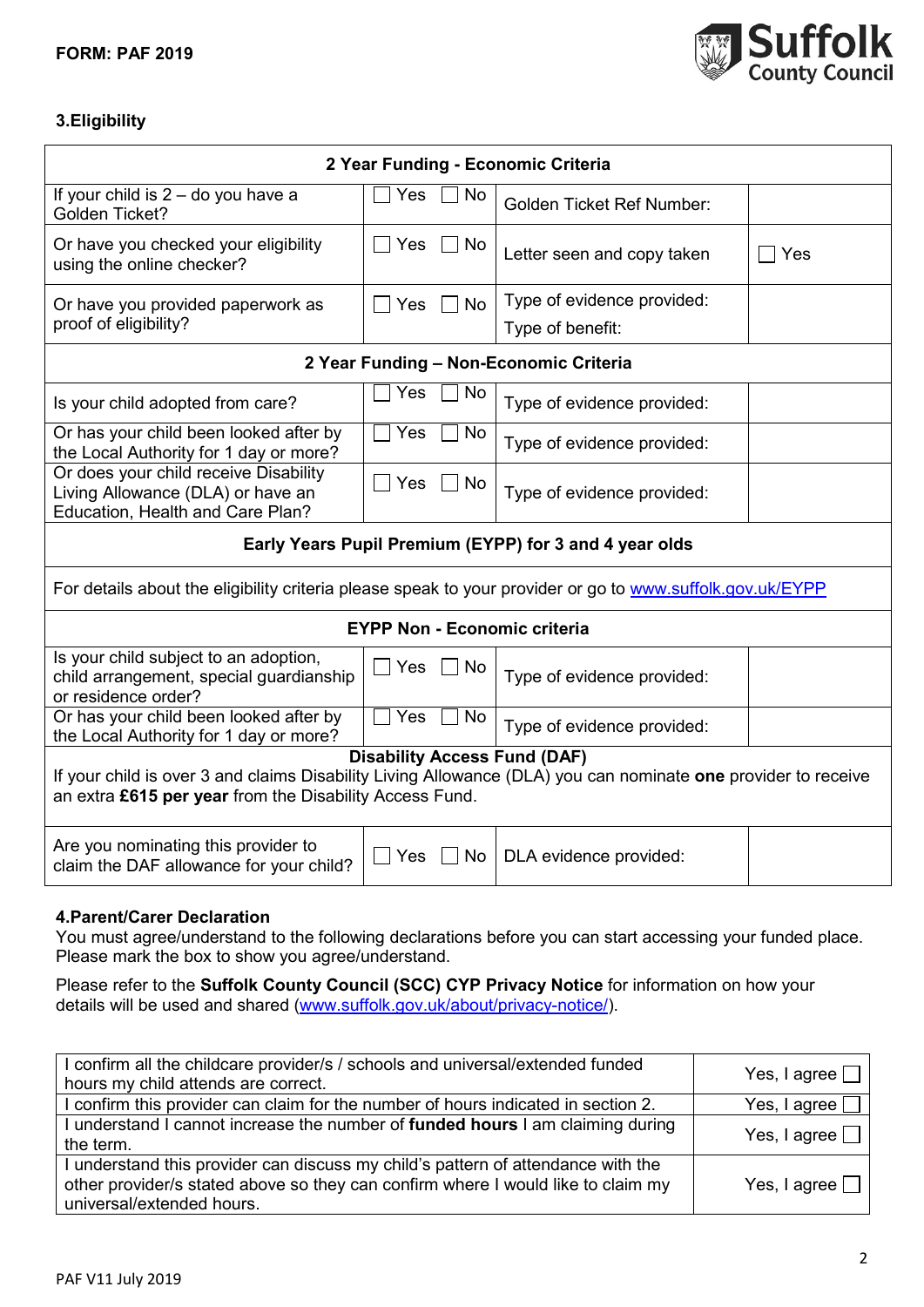**FORM: PAF 2019**

## 3.Eligibility

| 2 Year Funding - Economic Criteria | | | |
|---|---|---|---|
| If your child is 2 – do you have a Golden Ticket? | ☐ Yes ☐ No | Golden Ticket Ref Number: | |
| Or have you checked your eligibility using the online checker? | ☐ Yes ☐ No | Letter seen and copy taken | ☐ Yes |
| Or have you provided paperwork as proof of eligibility? | ☐ Yes ☐ No | Type of evidence provided:<br>Type of benefit: | |
| **2 Year Funding – Non-Economic Criteria** | | | |
| Is your child adopted from care? | ☐ Yes ☐ No | Type of evidence provided: | |
| Or has your child been looked after by the Local Authority for 1 day or more? | ☐ Yes ☐ No | Type of evidence provided: | |
| Or does your child receive Disability Living Allowance (DLA) or have an Education, Health and Care Plan? | ☐ Yes ☐ No | Type of evidence provided: | |
| **Early Years Pupil Premium (EYPP) for 3 and 4 year olds** | | | |
| For details about the eligibility criteria please speak to your provider or go to www.suffolk.gov.uk/EYPP | | | |
| **EYPP Non - Economic criteria** | | | |
| Is your child subject to an adoption, child arrangement, special guardianship or residence order? | ☐ Yes ☐ No | Type of evidence provided: | |
| Or has your child been looked after by the Local Authority for 1 day or more? | ☐ Yes ☐ No | Type of evidence provided: | |
| **Disability Access Fund (DAF)**<br>If your child is over 3 and claims Disability Living Allowance (DLA) you can nominate **one** provider to receive an extra **£615 per year** from the Disability Access Fund. | | | |
| Are you nominating this provider to claim the DAF allowance for your child? | ☐ Yes ☐ No | DLA evidence provided: | |

## 4.Parent/Carer Declaration

You must agree/understand to the following declarations before you can start accessing your funded place. Please mark the box to show you agree/understand.

Please refer to the **Suffolk County Council (SCC) CYP Privacy Notice** for information on how your details will be used and shared (www.suffolk.gov.uk/about/privacy-notice/).

| Declaration | Agreement |
|---|---|
| I confirm all the childcare provider/s / schools and universal/extended funded hours my child attends are correct. | Yes, I agree ☐ |
| I confirm this provider can claim for the number of hours indicated in section 2. | Yes, I agree ☐ |
| I understand I cannot increase the number of **funded hours** I am claiming during the term. | Yes, I agree ☐ |
| I understand this provider can discuss my child's pattern of attendance with the other provider/s stated above so they can confirm where I would like to claim my universal/extended hours. | Yes, I agree ☐ |

PAF V11 July 2019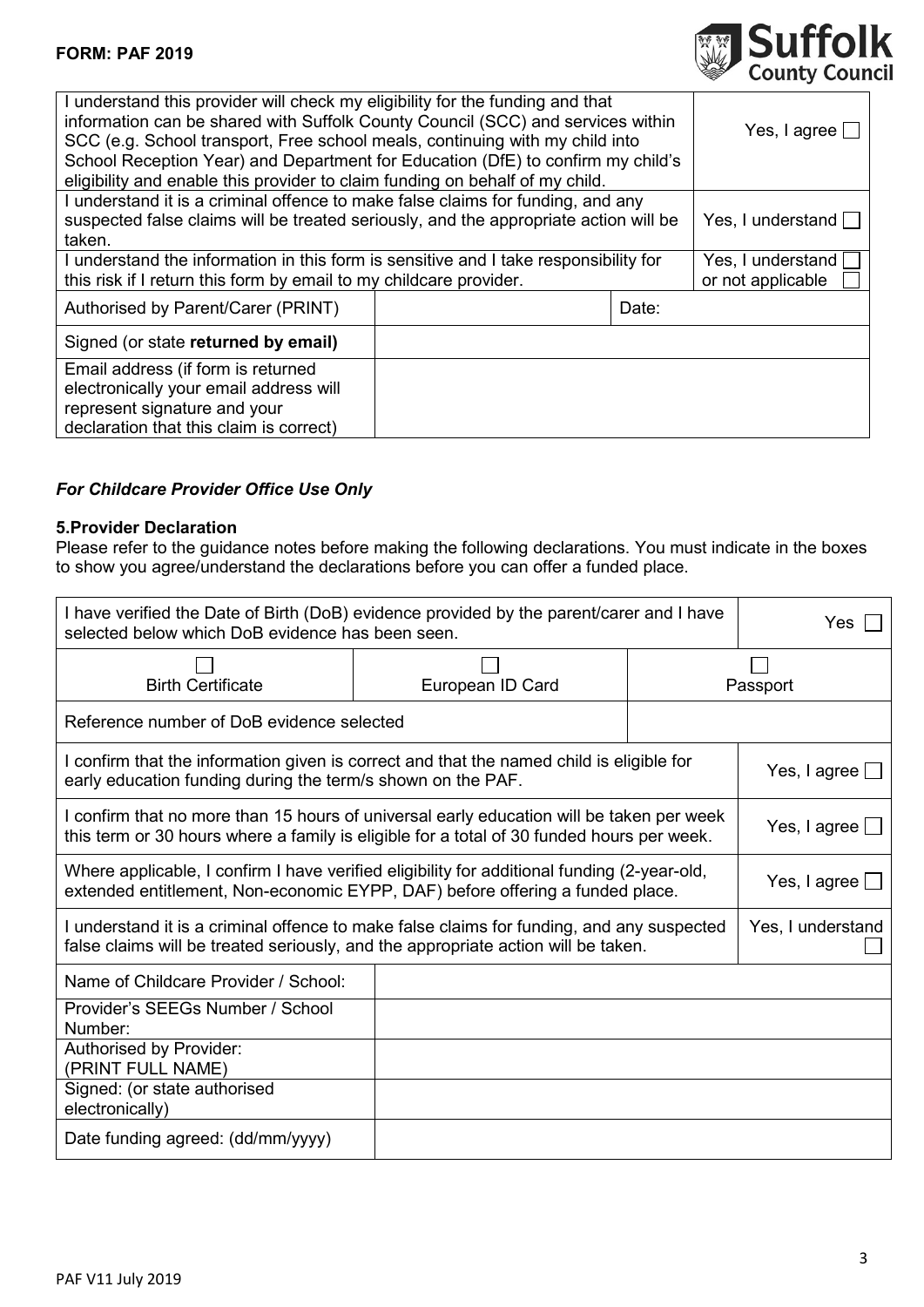**FORM: PAF 2019**

| | | | |
|---|---|---|---|
| I understand this provider will check my eligibility for the funding and that information can be shared with Suffolk County Council (SCC) and services within SCC (e.g. School transport, Free school meals, continuing with my child into School Reception Year) and Department for Education (DfE) to confirm my child's eligibility and enable this provider to claim funding on behalf of my child. | | | Yes, I agree ☐ |
| I understand it is a criminal offence to make false claims for funding, and any suspected false claims will be treated seriously, and the appropriate action will be taken. | | | Yes, I understand ☐ |
| I understand the information in this form is sensitive and I take responsibility for this risk if I return this form by email to my childcare provider. | | | Yes, I understand ☐ or not applicable ☐ |
| Authorised by Parent/Carer (PRINT) | | Date: | |
| Signed (or state **returned by email)** | | | |
| Email address (if form is returned electronically your email address will represent signature and your declaration that this claim is correct) | | | |

***For Childcare Provider Office Use Only***

**5.Provider Declaration**

Please refer to the guidance notes before making the following declarations. You must indicate in the boxes to show you agree/understand the declarations before you can offer a funded place.

| | | | |
|---|---|---|---|
| I have verified the Date of Birth (DoB) evidence provided by the parent/carer and I have selected below which DoB evidence has been seen. | | | Yes ☐ |
| ☐ Birth Certificate | ☐ European ID Card | ☐ Passport | |
| Reference number of DoB evidence selected | | | |
| I confirm that the information given is correct and that the named child is eligible for early education funding during the term/s shown on the PAF. | | | Yes, I agree ☐ |
| I confirm that no more than 15 hours of universal early education will be taken per week this term or 30 hours where a family is eligible for a total of 30 funded hours per week. | | | Yes, I agree ☐ |
| Where applicable, I confirm I have verified eligibility for additional funding (2-year-old, extended entitlement, Non-economic EYPP, DAF) before offering a funded place. | | | Yes, I agree ☐ |
| I understand it is a criminal offence to make false claims for funding, and any suspected false claims will be treated seriously, and the appropriate action will be taken. | | | Yes, I understand ☐ |
| Name of Childcare Provider / School: | | | |
| Provider's SEEGs Number / School Number: | | | |
| Authorised by Provider: (PRINT FULL NAME) | | | |
| Signed: (or state authorised electronically) | | | |
| Date funding agreed: (dd/mm/yyyy) | | | |

PAF V11 July 2019